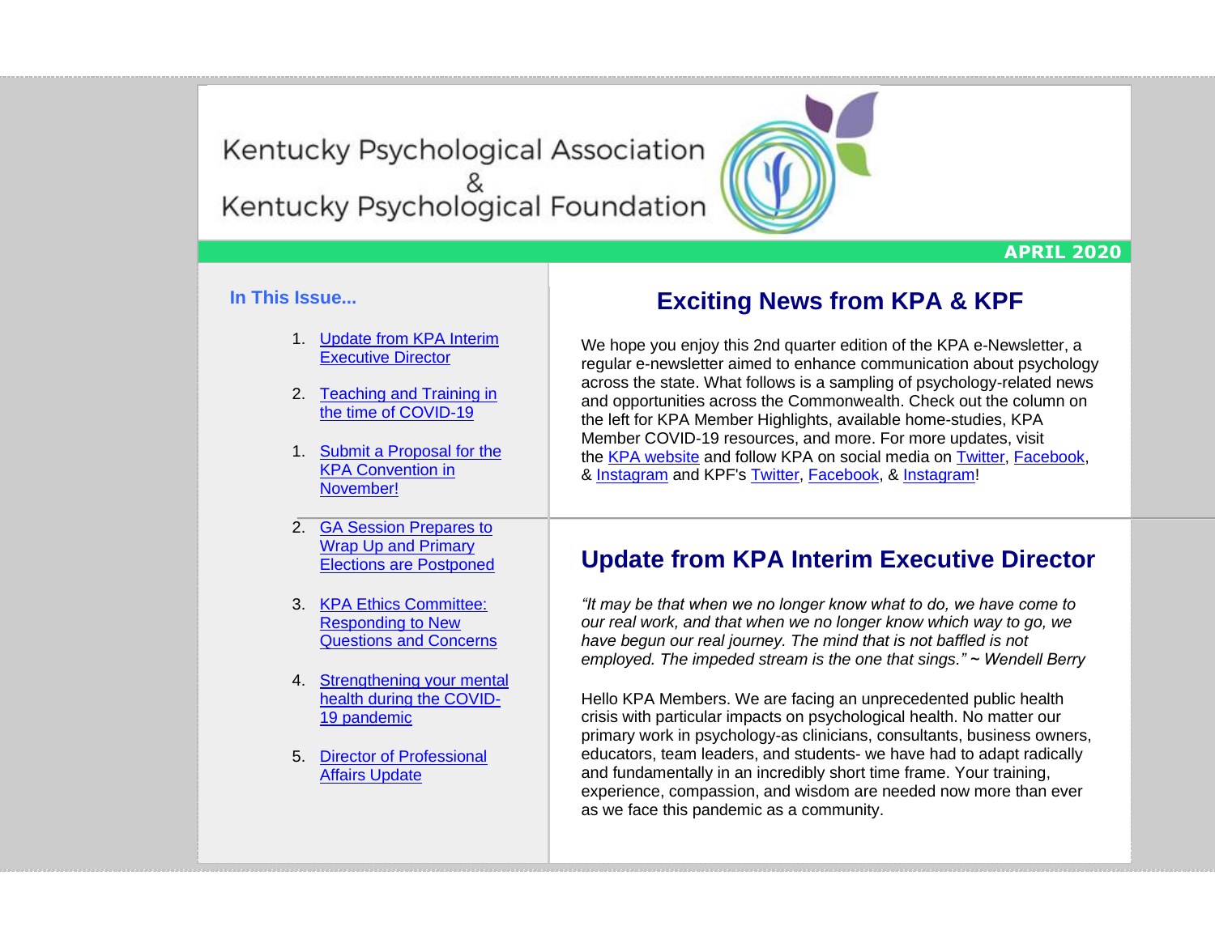Kentucky Psychological Association
&
Kentucky Psychological Foundation

**APRIL 2020**

**In This Issue...**

1. Update from KPA Interim Executive Director
2. Teaching and Training in the time of COVID-19
1. Submit a Proposal for the KPA Convention in November!
2. GA Session Prepares to Wrap Up and Primary Elections are Postponed
3. KPA Ethics Committee: Responding to New Questions and Concerns
4. Strengthening your mental health during the COVID-19 pandemic
5. Director of Professional Affairs Update

## Exciting News from KPA & KPF

We hope you enjoy this 2nd quarter edition of the KPA e-Newsletter, a regular e-newsletter aimed to enhance communication about psychology across the state. What follows is a sampling of psychology-related news and opportunities across the Commonwealth. Check out the column on the left for KPA Member Highlights, available home-studies, KPA Member COVID-19 resources, and more. For more updates, visit the KPA website and follow KPA on social media on Twitter, Facebook, & Instagram and KPF's Twitter, Facebook, & Instagram!

## Update from KPA Interim Executive Director

*"It may be that when we no longer know what to do, we have come to our real work, and that when we no longer know which way to go, we have begun our real journey. The mind that is not baffled is not employed. The impeded stream is the one that sings." ~ Wendell Berry*

Hello KPA Members. We are facing an unprecedented public health crisis with particular impacts on psychological health. No matter our primary work in psychology-as clinicians, consultants, business owners, educators, team leaders, and students- we have had to adapt radically and fundamentally in an incredibly short time frame. Your training, experience, compassion, and wisdom are needed now more than ever as we face this pandemic as a community.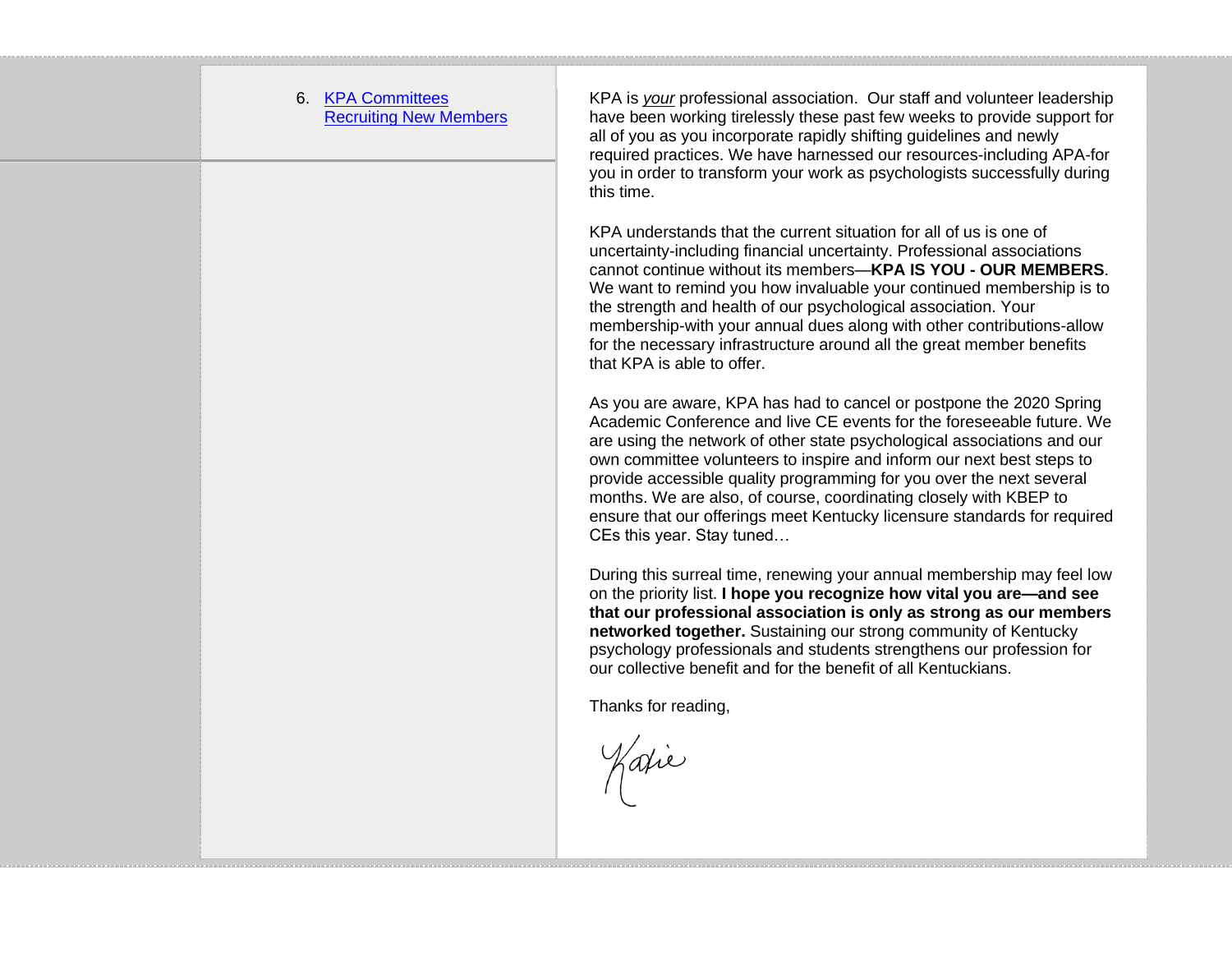6. [KPA Committees](#)
   [Recruiting New Members](#)

KPA is *your* professional association. Our staff and volunteer leadership have been working tirelessly these past few weeks to provide support for all of you as you incorporate rapidly shifting guidelines and newly required practices. We have harnessed our resources-including APA-for you in order to transform your work as psychologists successfully during this time.

KPA understands that the current situation for all of us is one of uncertainty-including financial uncertainty. Professional associations cannot continue without its members—**KPA IS YOU - OUR MEMBERS**. We want to remind you how invaluable your continued membership is to the strength and health of our psychological association. Your membership-with your annual dues along with other contributions-allow for the necessary infrastructure around all the great member benefits that KPA is able to offer.

As you are aware, KPA has had to cancel or postpone the 2020 Spring Academic Conference and live CE events for the foreseeable future. We are using the network of other state psychological associations and our own committee volunteers to inspire and inform our next best steps to provide accessible quality programming for you over the next several months. We are also, of course, coordinating closely with KBEP to ensure that our offerings meet Kentucky licensure standards for required CEs this year. Stay tuned…

During this surreal time, renewing your annual membership may feel low on the priority list. **I hope you recognize how vital you are—and see that our professional association is only as strong as our members networked together.** Sustaining our strong community of Kentucky psychology professionals and students strengthens our profession for our collective benefit and for the benefit of all Kentuckians.

Thanks for reading,

Katie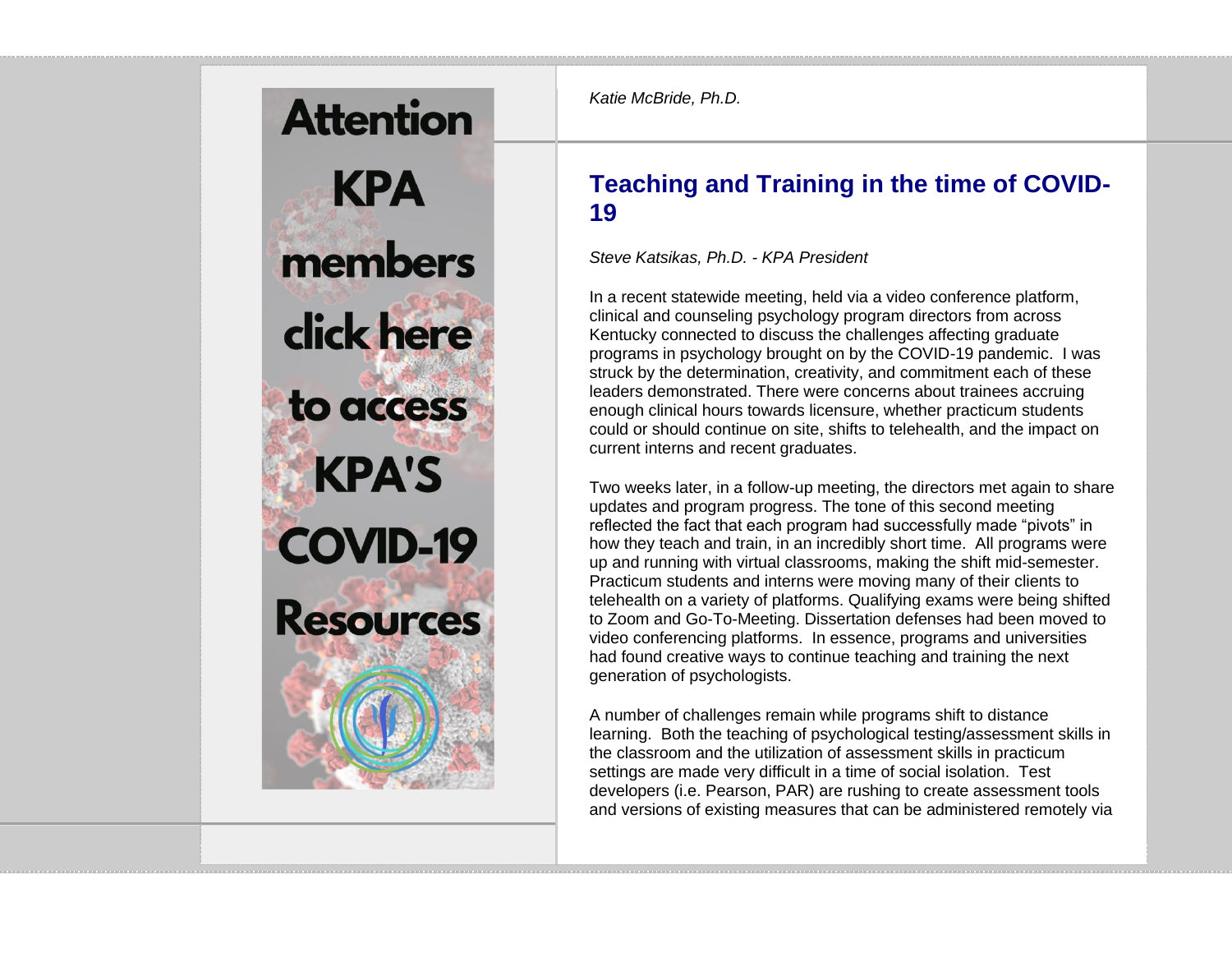Attention KPA members click here to access KPA'S COVID-19 Resources

*Katie McBride, Ph.D.*

## Teaching and Training in the time of COVID-19

*Steve Katsikas, Ph.D. - KPA President*

In a recent statewide meeting, held via a video conference platform, clinical and counseling psychology program directors from across Kentucky connected to discuss the challenges affecting graduate programs in psychology brought on by the COVID-19 pandemic. I was struck by the determination, creativity, and commitment each of these leaders demonstrated. There were concerns about trainees accruing enough clinical hours towards licensure, whether practicum students could or should continue on site, shifts to telehealth, and the impact on current interns and recent graduates.

Two weeks later, in a follow-up meeting, the directors met again to share updates and program progress. The tone of this second meeting reflected the fact that each program had successfully made "pivots" in how they teach and train, in an incredibly short time. All programs were up and running with virtual classrooms, making the shift mid-semester. Practicum students and interns were moving many of their clients to telehealth on a variety of platforms. Qualifying exams were being shifted to Zoom and Go-To-Meeting. Dissertation defenses had been moved to video conferencing platforms. In essence, programs and universities had found creative ways to continue teaching and training the next generation of psychologists.

A number of challenges remain while programs shift to distance learning. Both the teaching of psychological testing/assessment skills in the classroom and the utilization of assessment skills in practicum settings are made very difficult in a time of social isolation. Test developers (i.e. Pearson, PAR) are rushing to create assessment tools and versions of existing measures that can be administered remotely via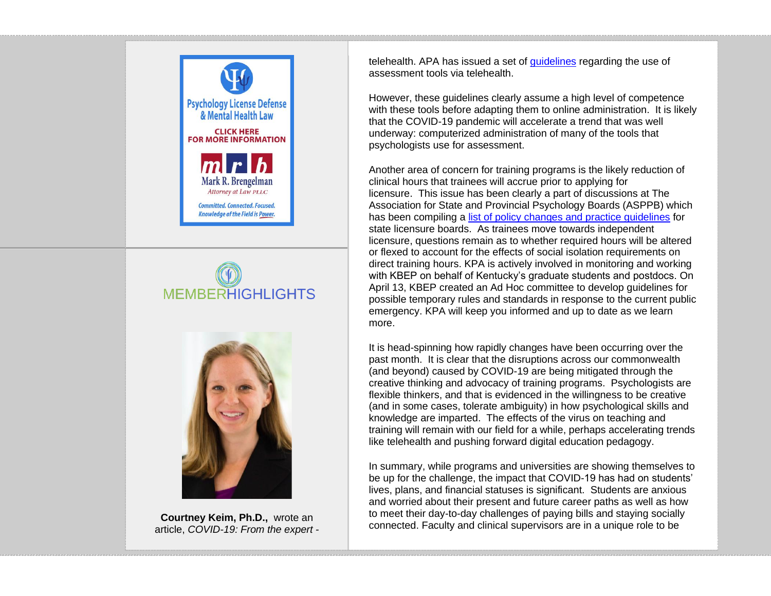Psychology License Defense & Mental Health Law

CLICK HERE FOR MORE INFORMATION

Mark R. Brengelman
Attorney at Law PLLC

Committed. Connected. Focused. Knowledge of the Field is Power.

MEMBERHIGHLIGHTS

**Courtney Keim, Ph.D.,** wrote an article, *COVID-19: From the expert -*

telehealth. APA has issued a set of [guidelines]() regarding the use of assessment tools via telehealth.

However, these guidelines clearly assume a high level of competence with these tools before adapting them to online administration. It is likely that the COVID-19 pandemic will accelerate a trend that was well underway: computerized administration of many of the tools that psychologists use for assessment.

Another area of concern for training programs is the likely reduction of clinical hours that trainees will accrue prior to applying for licensure. This issue has been clearly a part of discussions at The Association for State and Provincial Psychology Boards (ASPPB) which has been compiling a [list of policy changes and practice guidelines]() for state licensure boards. As trainees move towards independent licensure, questions remain as to whether required hours will be altered or flexed to account for the effects of social isolation requirements on direct training hours. KPA is actively involved in monitoring and working with KBEP on behalf of Kentucky's graduate students and postdocs. On April 13, KBEP created an Ad Hoc committee to develop guidelines for possible temporary rules and standards in response to the current public emergency. KPA will keep you informed and up to date as we learn more.

It is head-spinning how rapidly changes have been occurring over the past month. It is clear that the disruptions across our commonwealth (and beyond) caused by COVID-19 are being mitigated through the creative thinking and advocacy of training programs. Psychologists are flexible thinkers, and that is evidenced in the willingness to be creative (and in some cases, tolerate ambiguity) in how psychological skills and knowledge are imparted. The effects of the virus on teaching and training will remain with our field for a while, perhaps accelerating trends like telehealth and pushing forward digital education pedagogy.

In summary, while programs and universities are showing themselves to be up for the challenge, the impact that COVID-19 has had on students' lives, plans, and financial statuses is significant. Students are anxious and worried about their present and future career paths as well as how to meet their day-to-day challenges of paying bills and staying socially connected. Faculty and clinical supervisors are in a unique role to be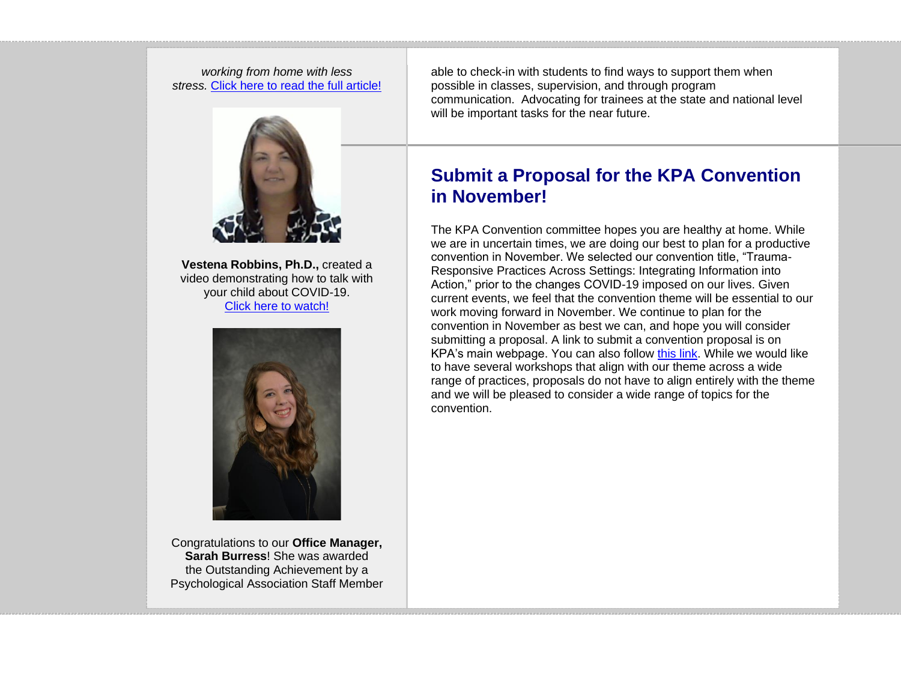*working from home with less stress.* [Click here to read the full article!]

**Vestena Robbins, Ph.D.,** created a video demonstrating how to talk with your child about COVID-19. [Click here to watch!]

Congratulations to our **Office Manager, Sarah Burress**! She was awarded the Outstanding Achievement by a Psychological Association Staff Member

able to check-in with students to find ways to support them when possible in classes, supervision, and through program communication. Advocating for trainees at the state and national level will be important tasks for the near future.

## Submit a Proposal for the KPA Convention in November!

The KPA Convention committee hopes you are healthy at home. While we are in uncertain times, we are doing our best to plan for a productive convention in November. We selected our convention title, "Trauma-Responsive Practices Across Settings: Integrating Information into Action," prior to the changes COVID-19 imposed on our lives. Given current events, we feel that the convention theme will be essential to our work moving forward in November. We continue to plan for the convention in November as best we can, and hope you will consider submitting a proposal. A link to submit a convention proposal is on KPA's main webpage. You can also follow this link. While we would like to have several workshops that align with our theme across a wide range of practices, proposals do not have to align entirely with the theme and we will be pleased to consider a wide range of topics for the convention.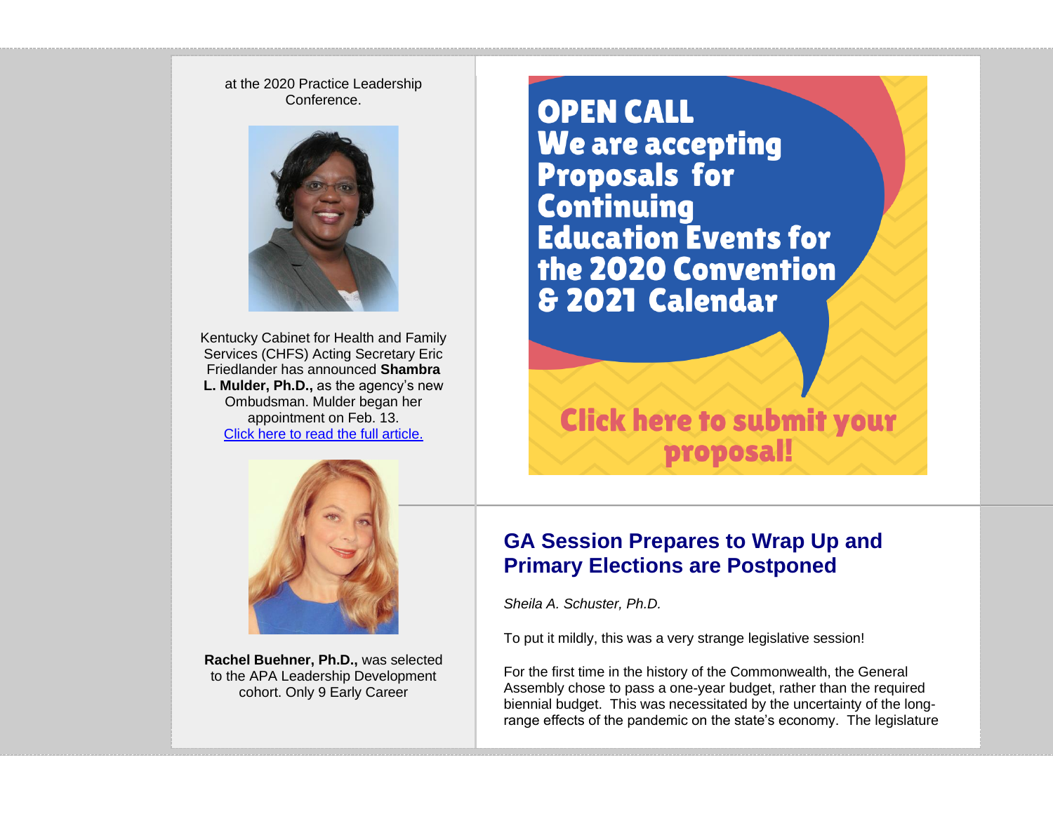at the 2020 Practice Leadership Conference.

Kentucky Cabinet for Health and Family Services (CHFS) Acting Secretary Eric Friedlander has announced **Shambra L. Mulder, Ph.D.,** as the agency's new Ombudsman. Mulder began her appointment on Feb. 13. [Click here to read the full article.]

**Rachel Buehner, Ph.D.,** was selected to the APA Leadership Development cohort. Only 9 Early Career

**OPEN CALL**
**We are accepting Proposals for Continuing Education Events for the 2020 Convention & 2021 Calendar**

**Click here to submit your proposal!**

## GA Session Prepares to Wrap Up and Primary Elections are Postponed

*Sheila A. Schuster, Ph.D.*

To put it mildly, this was a very strange legislative session!

For the first time in the history of the Commonwealth, the General Assembly chose to pass a one-year budget, rather than the required biennial budget. This was necessitated by the uncertainty of the long-range effects of the pandemic on the state's economy. The legislature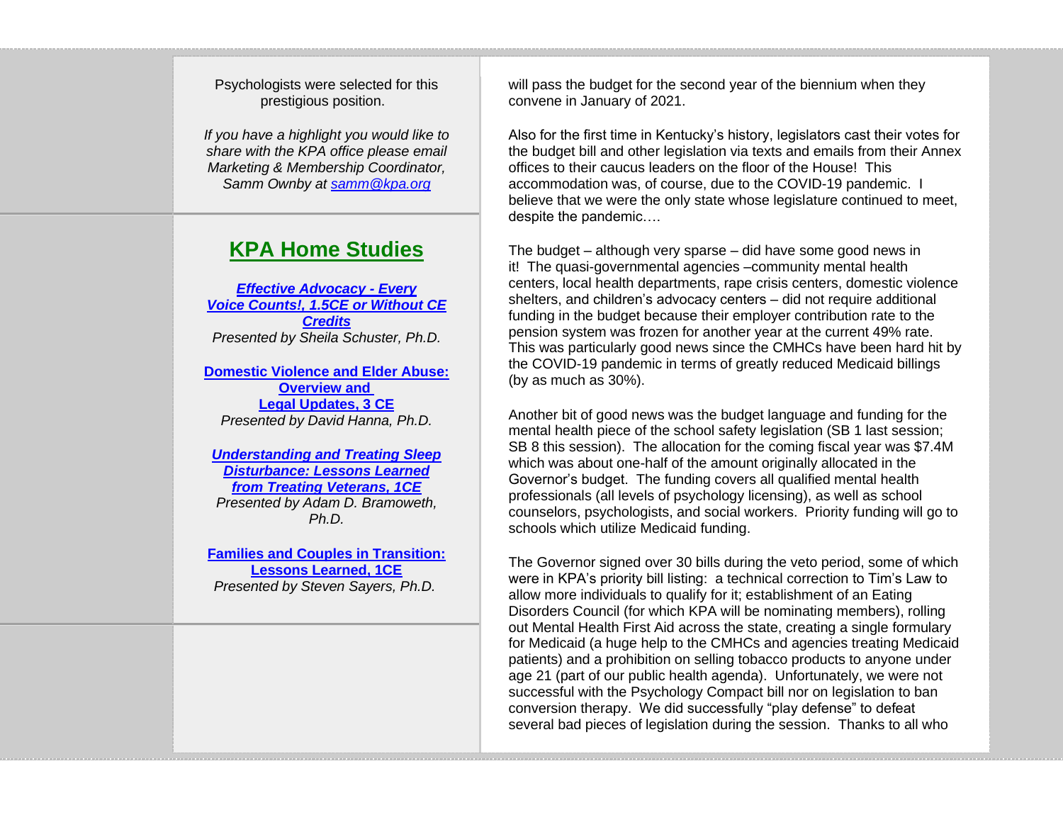Psychologists were selected for this prestigious position.

*If you have a highlight you would like to share with the KPA office please email Marketing & Membership Coordinator, Samm Ownby at samm@kpa.org*

## KPA Home Studies

***Effective Advocacy - Every Voice Counts!, 1.5CE or Without CE Credits***
*Presented by Sheila Schuster, Ph.D.*

**Domestic Violence and Elder Abuse: Overview and Legal Updates, 3 CE**
*Presented by David Hanna, Ph.D.*

***Understanding and Treating Sleep Disturbance: Lessons Learned from Treating Veterans, 1CE***
*Presented by Adam D. Bramoweth, Ph.D.*

**Families and Couples in Transition: Lessons Learned, 1CE**
*Presented by Steven Sayers, Ph.D.*

will pass the budget for the second year of the biennium when they convene in January of 2021.

Also for the first time in Kentucky's history, legislators cast their votes for the budget bill and other legislation via texts and emails from their Annex offices to their caucus leaders on the floor of the House! This accommodation was, of course, due to the COVID-19 pandemic. I believe that we were the only state whose legislature continued to meet, despite the pandemic….

The budget – although very sparse – did have some good news in it! The quasi-governmental agencies –community mental health centers, local health departments, rape crisis centers, domestic violence shelters, and children's advocacy centers – did not require additional funding in the budget because their employer contribution rate to the pension system was frozen for another year at the current 49% rate. This was particularly good news since the CMHCs have been hard hit by the COVID-19 pandemic in terms of greatly reduced Medicaid billings (by as much as 30%).

Another bit of good news was the budget language and funding for the mental health piece of the school safety legislation (SB 1 last session; SB 8 this session). The allocation for the coming fiscal year was $7.4M which was about one-half of the amount originally allocated in the Governor's budget. The funding covers all qualified mental health professionals (all levels of psychology licensing), as well as school counselors, psychologists, and social workers. Priority funding will go to schools which utilize Medicaid funding.

The Governor signed over 30 bills during the veto period, some of which were in KPA's priority bill listing: a technical correction to Tim's Law to allow more individuals to qualify for it; establishment of an Eating Disorders Council (for which KPA will be nominating members), rolling out Mental Health First Aid across the state, creating a single formulary for Medicaid (a huge help to the CMHCs and agencies treating Medicaid patients) and a prohibition on selling tobacco products to anyone under age 21 (part of our public health agenda). Unfortunately, we were not successful with the Psychology Compact bill nor on legislation to ban conversion therapy. We did successfully "play defense" to defeat several bad pieces of legislation during the session. Thanks to all who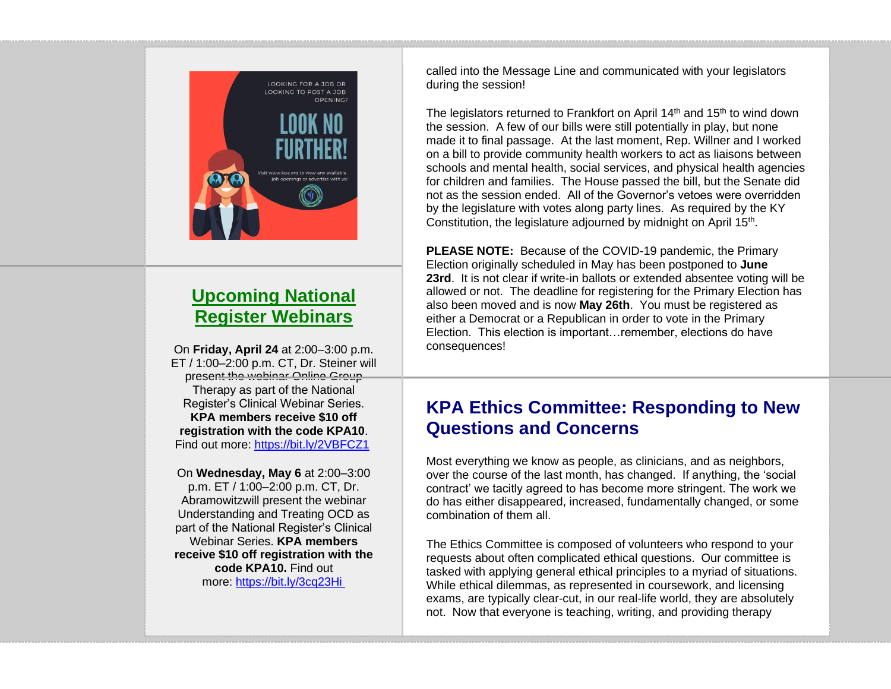LOOKING FOR A JOB OR LOOKING TO POST A JOB OPENING?

LOOK NO FURTHER!

Visit www.kpa.org to view any available job openings or advertise with us!

## Upcoming National Register Webinars

On **Friday, April 24** at 2:00–3:00 p.m. ET / 1:00–2:00 p.m. CT, Dr. Steiner will present the webinar Online Group Therapy as part of the National Register's Clinical Webinar Series. **KPA members receive $10 off registration with the code KPA10**. Find out more: https://bit.ly/2VBFCZ1

On **Wednesday, May 6** at 2:00–3:00 p.m. ET / 1:00–2:00 p.m. CT, Dr. Abramowitzwill present the webinar Understanding and Treating OCD as part of the National Register's Clinical Webinar Series. **KPA members receive $10 off registration with the code KPA10.** Find out more: https://bit.ly/3cq23Hi

called into the Message Line and communicated with your legislators during the session!

The legislators returned to Frankfort on April 14th and 15th to wind down the session. A few of our bills were still potentially in play, but none made it to final passage. At the last moment, Rep. Willner and I worked on a bill to provide community health workers to act as liaisons between schools and mental health, social services, and physical health agencies for children and families. The House passed the bill, but the Senate did not as the session ended. All of the Governor's vetoes were overridden by the legislature with votes along party lines. As required by the KY Constitution, the legislature adjourned by midnight on April 15th.

**PLEASE NOTE:** Because of the COVID-19 pandemic, the Primary Election originally scheduled in May has been postponed to **June 23rd**. It is not clear if write-in ballots or extended absentee voting will be allowed or not. The deadline for registering for the Primary Election has also been moved and is now **May 26th**. You must be registered as either a Democrat or a Republican in order to vote in the Primary Election. This election is important…remember, elections do have consequences!

## KPA Ethics Committee: Responding to New Questions and Concerns

Most everything we know as people, as clinicians, and as neighbors, over the course of the last month, has changed. If anything, the 'social contract' we tacitly agreed to has become more stringent. The work we do has either disappeared, increased, fundamentally changed, or some combination of them all.

The Ethics Committee is composed of volunteers who respond to your requests about often complicated ethical questions. Our committee is tasked with applying general ethical principles to a myriad of situations. While ethical dilemmas, as represented in coursework, and licensing exams, are typically clear-cut, in our real-life world, they are absolutely not. Now that everyone is teaching, writing, and providing therapy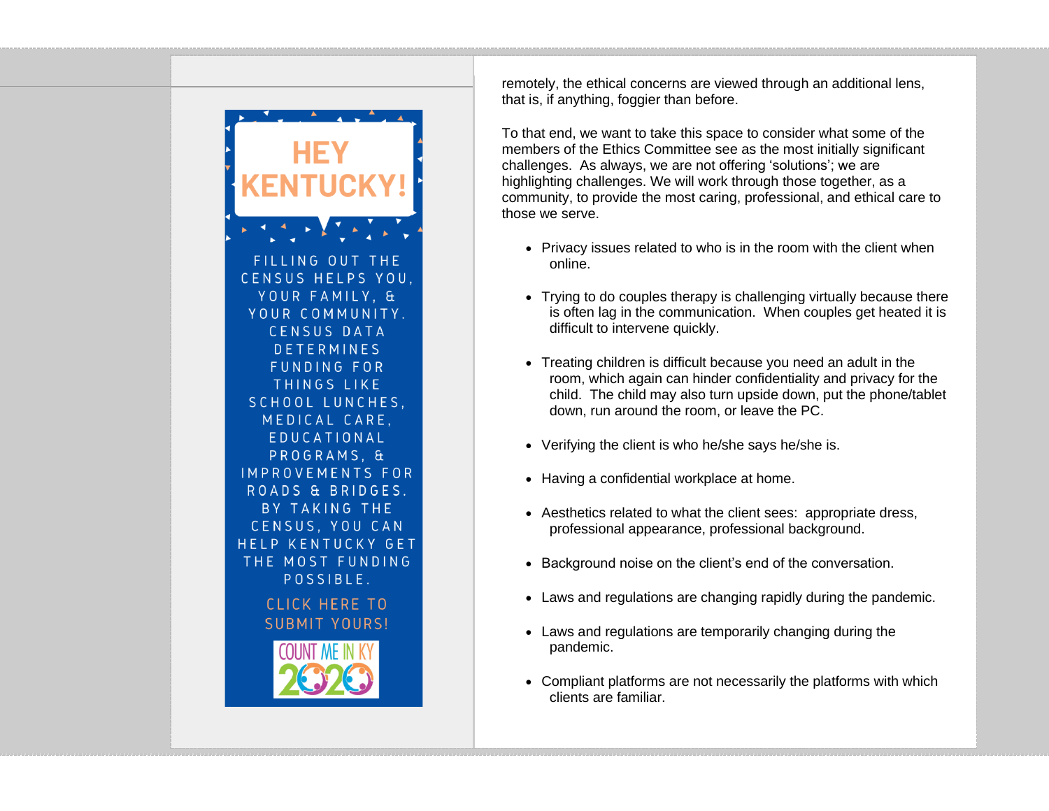## HEY KENTUCKY!

FILLING OUT THE CENSUS HELPS YOU, YOUR FAMILY, & YOUR COMMUNITY. CENSUS DATA DETERMINES FUNDING FOR THINGS LIKE SCHOOL LUNCHES, MEDICAL CARE, EDUCATIONAL PROGRAMS, & IMPROVEMENTS FOR ROADS & BRIDGES. BY TAKING THE CENSUS, YOU CAN HELP KENTUCKY GET THE MOST FUNDING POSSIBLE.

CLICK HERE TO SUBMIT YOURS!

COUNT ME IN KY 2020

remotely, the ethical concerns are viewed through an additional lens, that is, if anything, foggier than before.

To that end, we want to take this space to consider what some of the members of the Ethics Committee see as the most initially significant challenges. As always, we are not offering 'solutions'; we are highlighting challenges. We will work through those together, as a community, to provide the most caring, professional, and ethical care to those we serve.

- Privacy issues related to who is in the room with the client when online.
- Trying to do couples therapy is challenging virtually because there is often lag in the communication. When couples get heated it is difficult to intervene quickly.
- Treating children is difficult because you need an adult in the room, which again can hinder confidentiality and privacy for the child. The child may also turn upside down, put the phone/tablet down, run around the room, or leave the PC.
- Verifying the client is who he/she says he/she is.
- Having a confidential workplace at home.
- Aesthetics related to what the client sees: appropriate dress, professional appearance, professional background.
- Background noise on the client's end of the conversation.
- Laws and regulations are changing rapidly during the pandemic.
- Laws and regulations are temporarily changing during the pandemic.
- Compliant platforms are not necessarily the platforms with which clients are familiar.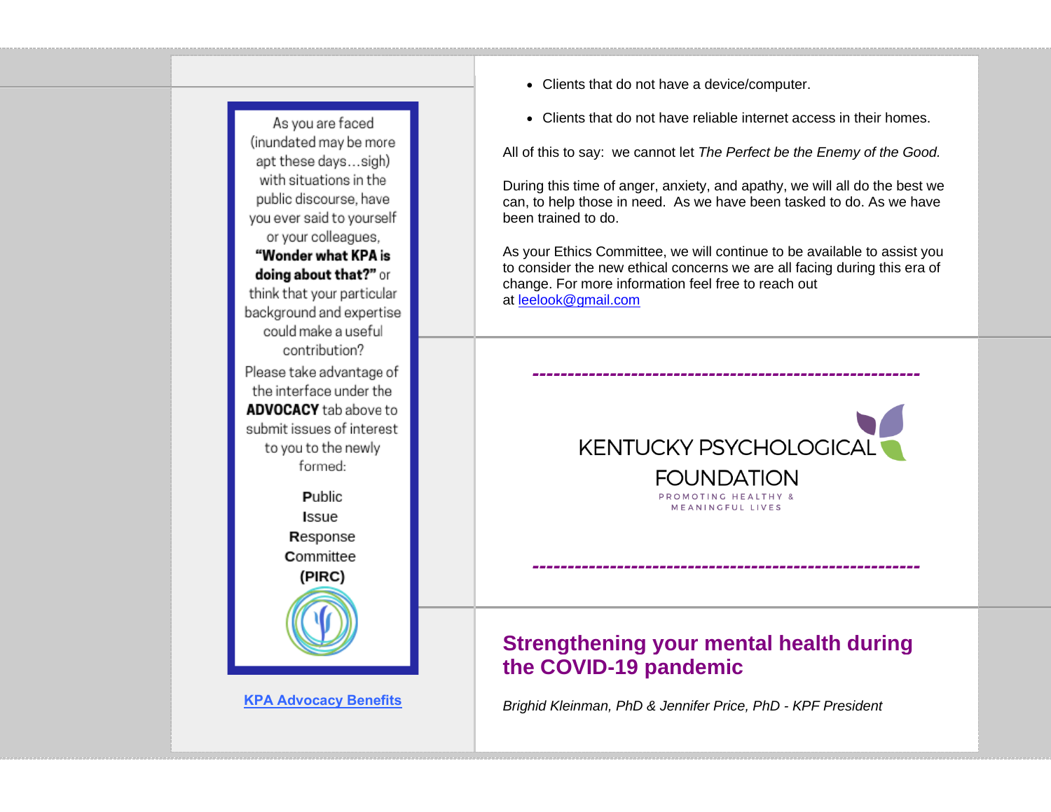As you are faced (inundated may be more apt these days…sigh) with situations in the public discourse, have you ever said to yourself or your colleagues, **"Wonder what KPA is doing about that?"** or think that your particular background and expertise could make a useful contribution?

Please take advantage of the interface under the **ADVOCACY** tab above to submit issues of interest to you to the newly formed:

**P**ublic
**I**ssue
**R**esponse
**C**ommittee
**(PIRC)**

[**KPA Advocacy Benefits**](#)

- Clients that do not have a device/computer.
- Clients that do not have reliable internet access in their homes.

All of this to say: we cannot let *The Perfect be the Enemy of the Good.*

During this time of anger, anxiety, and apathy, we will all do the best we can, to help those in need. As we have been tasked to do. As we have been trained to do.

As your Ethics Committee, we will continue to be available to assist you to consider the new ethical concerns we are all facing during this era of change. For more information feel free to reach out at leelook@gmail.com

---

KENTUCKY PSYCHOLOGICAL FOUNDATION

PROMOTING HEALTHY & MEANINGFUL LIVES

---

## Strengthening your mental health during the COVID-19 pandemic

*Brighid Kleinman, PhD & Jennifer Price, PhD - KPF President*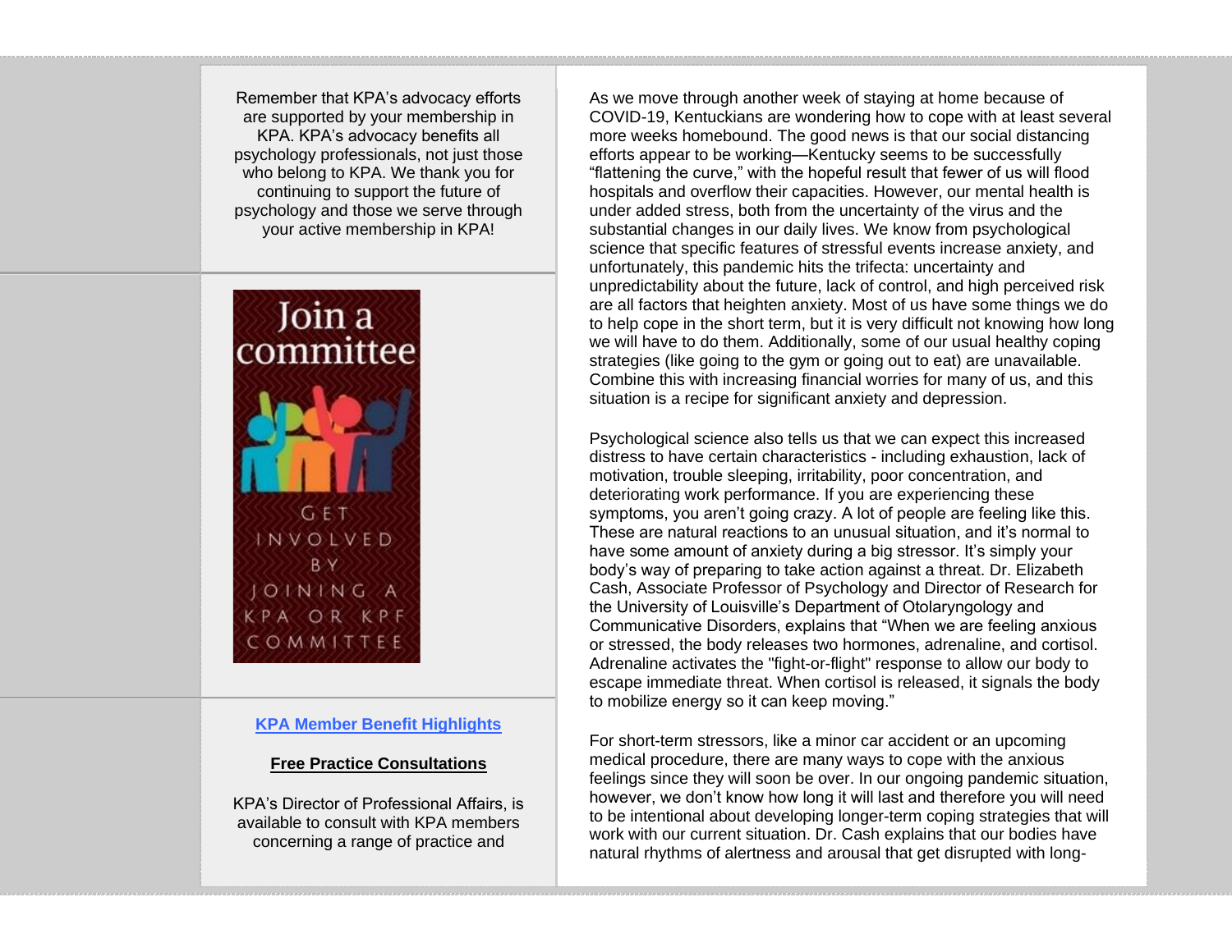Remember that KPA's advocacy efforts are supported by your membership in KPA. KPA's advocacy benefits all psychology professionals, not just those who belong to KPA. We thank you for continuing to support the future of psychology and those we serve through your active membership in KPA!

Join a committee

GET INVOLVED BY JOINING A KPA OR KPF COMMITTEE

**KPA Member Benefit Highlights**

**Free Practice Consultations**

KPA's Director of Professional Affairs, is available to consult with KPA members concerning a range of practice and

As we move through another week of staying at home because of COVID-19, Kentuckians are wondering how to cope with at least several more weeks homebound. The good news is that our social distancing efforts appear to be working—Kentucky seems to be successfully "flattening the curve," with the hopeful result that fewer of us will flood hospitals and overflow their capacities. However, our mental health is under added stress, both from the uncertainty of the virus and the substantial changes in our daily lives. We know from psychological science that specific features of stressful events increase anxiety, and unfortunately, this pandemic hits the trifecta: uncertainty and unpredictability about the future, lack of control, and high perceived risk are all factors that heighten anxiety. Most of us have some things we do to help cope in the short term, but it is very difficult not knowing how long we will have to do them. Additionally, some of our usual healthy coping strategies (like going to the gym or going out to eat) are unavailable. Combine this with increasing financial worries for many of us, and this situation is a recipe for significant anxiety and depression.

Psychological science also tells us that we can expect this increased distress to have certain characteristics - including exhaustion, lack of motivation, trouble sleeping, irritability, poor concentration, and deteriorating work performance. If you are experiencing these symptoms, you aren't going crazy. A lot of people are feeling like this. These are natural reactions to an unusual situation, and it's normal to have some amount of anxiety during a big stressor. It's simply your body's way of preparing to take action against a threat. Dr. Elizabeth Cash, Associate Professor of Psychology and Director of Research for the University of Louisville's Department of Otolaryngology and Communicative Disorders, explains that "When we are feeling anxious or stressed, the body releases two hormones, adrenaline, and cortisol. Adrenaline activates the "fight-or-flight" response to allow our body to escape immediate threat. When cortisol is released, it signals the body to mobilize energy so it can keep moving."

For short-term stressors, like a minor car accident or an upcoming medical procedure, there are many ways to cope with the anxious feelings since they will soon be over. In our ongoing pandemic situation, however, we don't know how long it will last and therefore you will need to be intentional about developing longer-term coping strategies that will work with our current situation. Dr. Cash explains that our bodies have natural rhythms of alertness and arousal that get disrupted with long-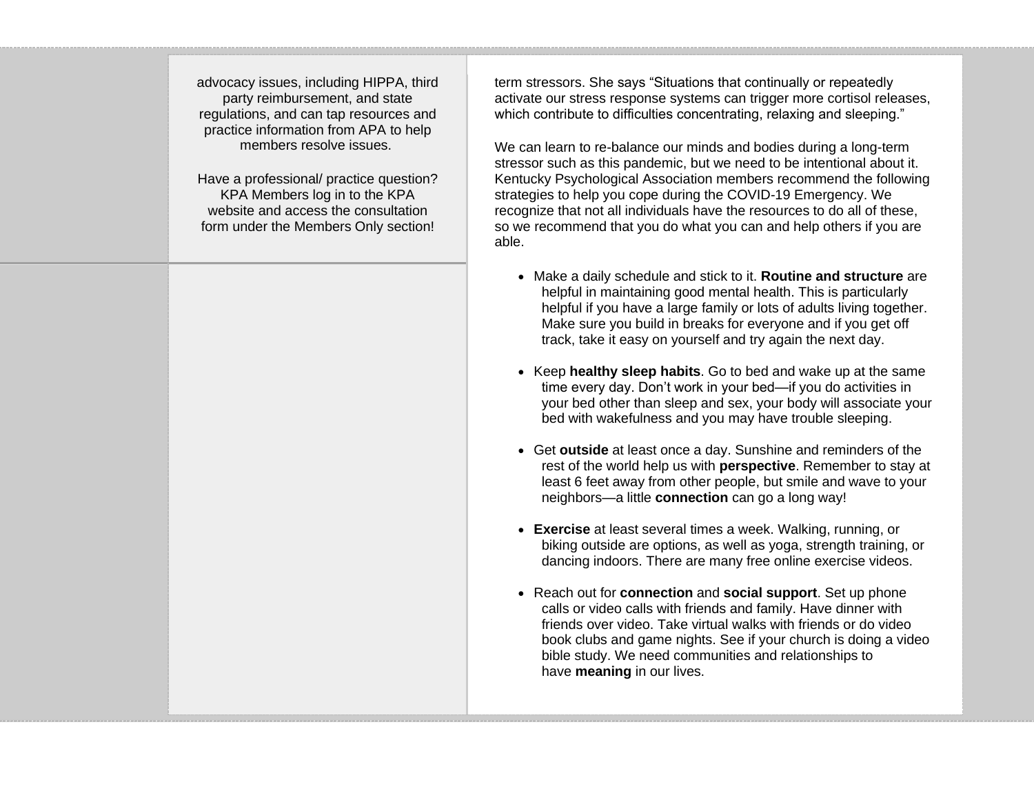advocacy issues, including HIPPA, third party reimbursement, and state regulations, and can tap resources and practice information from APA to help members resolve issues.

Have a professional/ practice question? KPA Members log in to the KPA website and access the consultation form under the Members Only section!

term stressors. She says "Situations that continually or repeatedly activate our stress response systems can trigger more cortisol releases, which contribute to difficulties concentrating, relaxing and sleeping."

We can learn to re-balance our minds and bodies during a long-term stressor such as this pandemic, but we need to be intentional about it. Kentucky Psychological Association members recommend the following strategies to help you cope during the COVID-19 Emergency. We recognize that not all individuals have the resources to do all of these, so we recommend that you do what you can and help others if you are able.

- Make a daily schedule and stick to it. **Routine and structure** are helpful in maintaining good mental health. This is particularly helpful if you have a large family or lots of adults living together. Make sure you build in breaks for everyone and if you get off track, take it easy on yourself and try again the next day.
- Keep **healthy sleep habits**. Go to bed and wake up at the same time every day. Don't work in your bed—if you do activities in your bed other than sleep and sex, your body will associate your bed with wakefulness and you may have trouble sleeping.
- Get **outside** at least once a day. Sunshine and reminders of the rest of the world help us with **perspective**. Remember to stay at least 6 feet away from other people, but smile and wave to your neighbors—a little **connection** can go a long way!
- **Exercise** at least several times a week. Walking, running, or biking outside are options, as well as yoga, strength training, or dancing indoors. There are many free online exercise videos.
- Reach out for **connection** and **social support**. Set up phone calls or video calls with friends and family. Have dinner with friends over video. Take virtual walks with friends or do video book clubs and game nights. See if your church is doing a video bible study. We need communities and relationships to have **meaning** in our lives.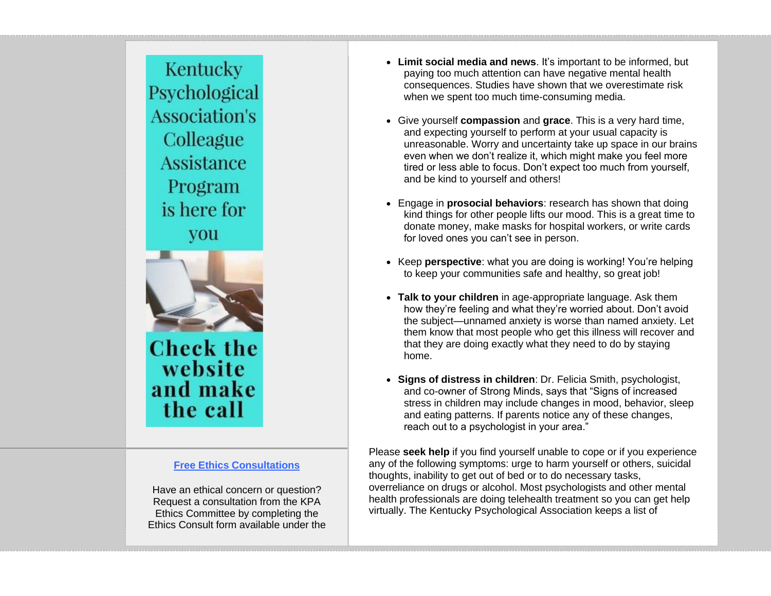Kentucky Psychological Association's Colleague Assistance Program is here for you

Check the website and make the call

**Free Ethics Consultations**

Have an ethical concern or question? Request a consultation from the KPA Ethics Committee by completing the Ethics Consult form available under the

- **Limit social media and news**. It's important to be informed, but paying too much attention can have negative mental health consequences. Studies have shown that we overestimate risk when we spent too much time-consuming media.

- Give yourself **compassion** and **grace**. This is a very hard time, and expecting yourself to perform at your usual capacity is unreasonable. Worry and uncertainty take up space in our brains even when we don't realize it, which might make you feel more tired or less able to focus. Don't expect too much from yourself, and be kind to yourself and others!

- Engage in **prosocial behaviors**: research has shown that doing kind things for other people lifts our mood. This is a great time to donate money, make masks for hospital workers, or write cards for loved ones you can't see in person.

- Keep **perspective**: what you are doing is working! You're helping to keep your communities safe and healthy, so great job!

- **Talk to your children** in age-appropriate language. Ask them how they're feeling and what they're worried about. Don't avoid the subject—unnamed anxiety is worse than named anxiety. Let them know that most people who get this illness will recover and that they are doing exactly what they need to do by staying home.

- **Signs of distress in children**: Dr. Felicia Smith, psychologist, and co-owner of Strong Minds, says that "Signs of increased stress in children may include changes in mood, behavior, sleep and eating patterns. If parents notice any of these changes, reach out to a psychologist in your area."

Please **seek help** if you find yourself unable to cope or if you experience any of the following symptoms: urge to harm yourself or others, suicidal thoughts, inability to get out of bed or to do necessary tasks, overreliance on drugs or alcohol. Most psychologists and other mental health professionals are doing telehealth treatment so you can get help virtually. The Kentucky Psychological Association keeps a list of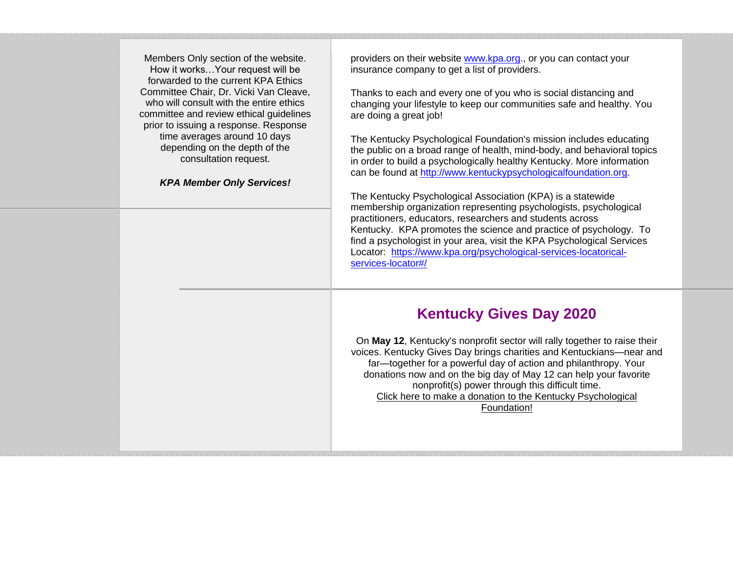Members Only section of the website. How it works…Your request will be forwarded to the current KPA Ethics Committee Chair, Dr. Vicki Van Cleave, who will consult with the entire ethics committee and review ethical guidelines prior to issuing a response. Response time averages around 10 days depending on the depth of the consultation request.

***KPA Member Only Services!***

providers on their website www.kpa.org., or you can contact your insurance company to get a list of providers.

Thanks to each and every one of you who is social distancing and changing your lifestyle to keep our communities safe and healthy. You are doing a great job!

The Kentucky Psychological Foundation's mission includes educating the public on a broad range of health, mind-body, and behavioral topics in order to build a psychologically healthy Kentucky. More information can be found at http://www.kentuckypsychologicalfoundation.org.

The Kentucky Psychological Association (KPA) is a statewide membership organization representing psychologists, psychological practitioners, educators, researchers and students across Kentucky. KPA promotes the science and practice of psychology. To find a psychologist in your area, visit the KPA Psychological Services Locator: https://www.kpa.org/psychological-services-locatorical-services-locator#/

## Kentucky Gives Day 2020

On **May 12**, Kentucky's nonprofit sector will rally together to raise their voices. Kentucky Gives Day brings charities and Kentuckians—near and far—together for a powerful day of action and philanthropy. Your donations now and on the big day of May 12 can help your favorite nonprofit(s) power through this difficult time.

Click here to make a donation to the Kentucky Psychological Foundation!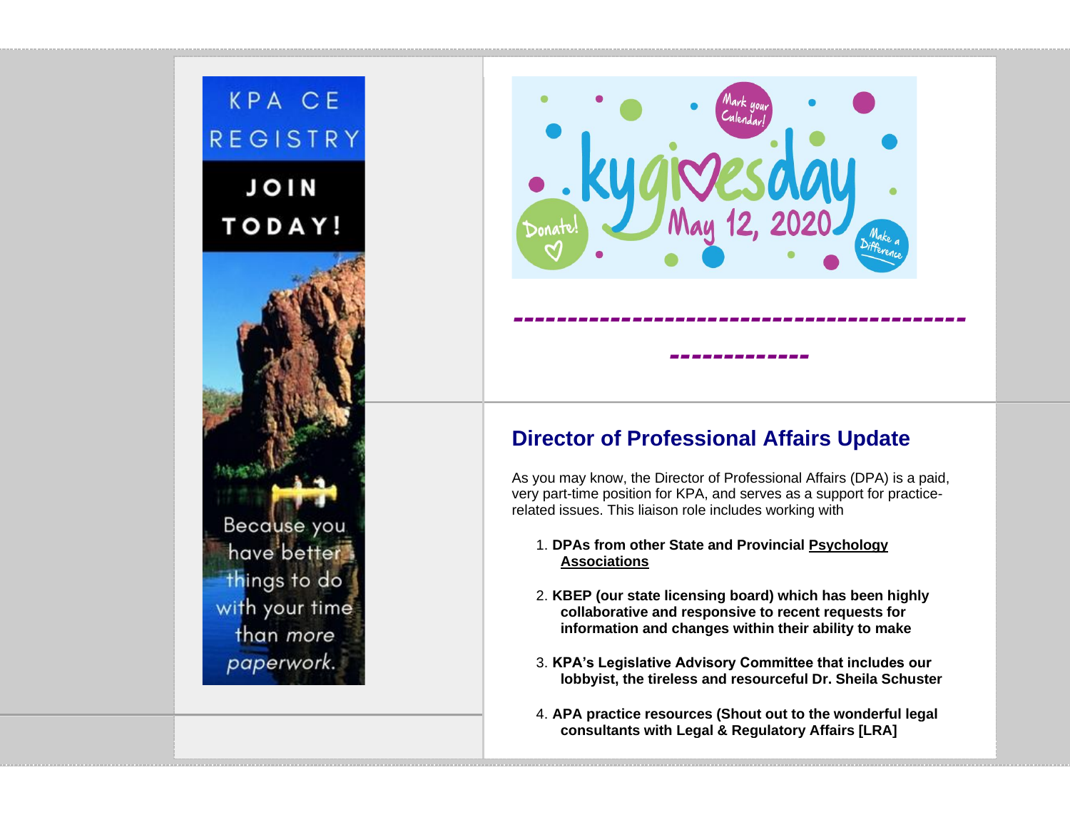KPA CE REGISTRY

JOIN TODAY!

Because you have better things to do with your time than *more paperwork*.

kygivesday

May 12, 2020

Mark your Calendar!

Donate!

Make a Difference

----------------------------------------------------

## Director of Professional Affairs Update

As you may know, the Director of Professional Affairs (DPA) is a paid, very part-time position for KPA, and serves as a support for practice-related issues. This liaison role includes working with

1. **DPAs from other State and Provincial Psychology Associations**
2. **KBEP (our state licensing board) which has been highly collaborative and responsive to recent requests for information and changes within their ability to make**
3. **KPA's Legislative Advisory Committee that includes our lobbyist, the tireless and resourceful Dr. Sheila Schuster**
4. **APA practice resources (Shout out to the wonderful legal consultants with Legal & Regulatory Affairs [LRA]**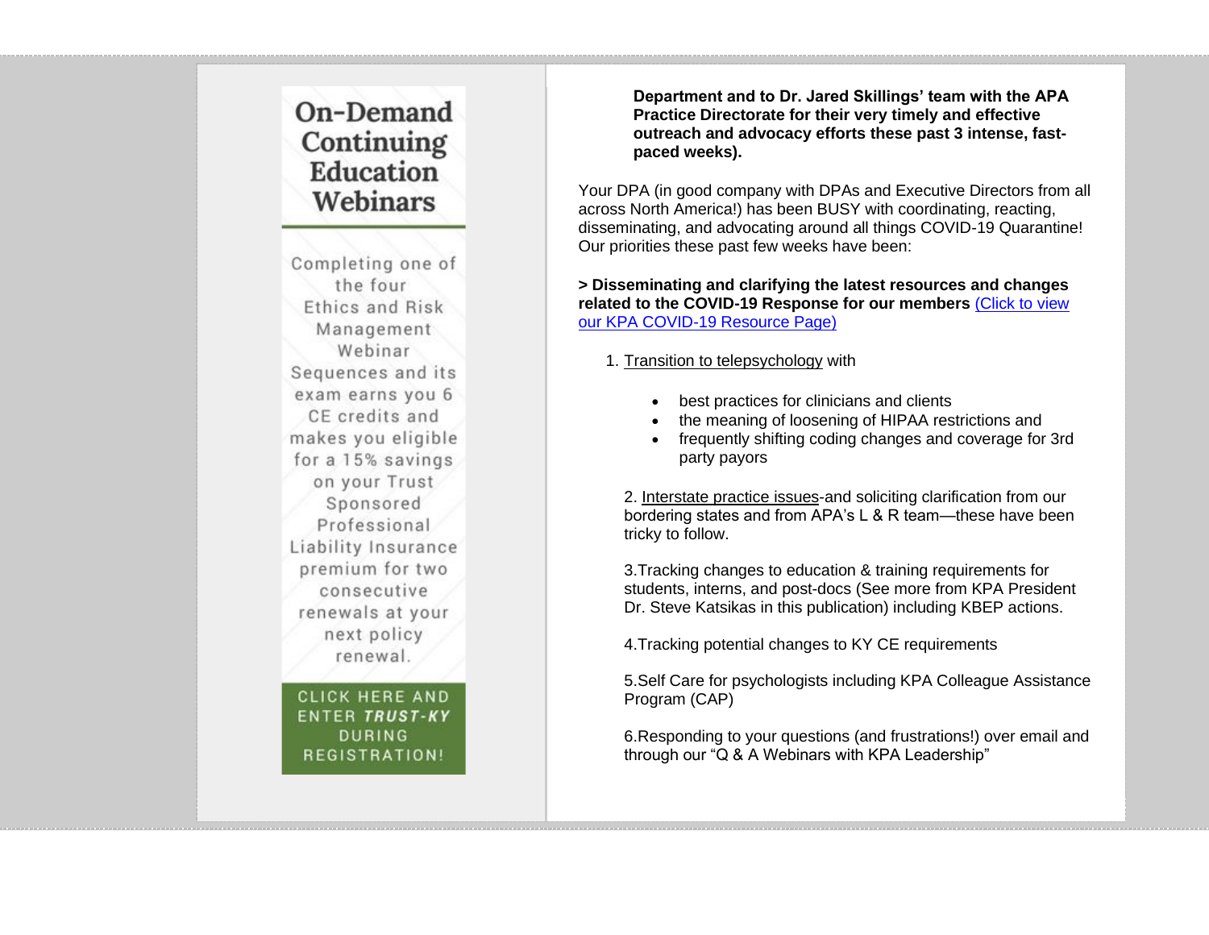## On-Demand Continuing Education Webinars

Completing one of the four Ethics and Risk Management Webinar Sequences and its exam earns you 6 CE credits and makes you eligible for a 15% savings on your Trust Sponsored Professional Liability Insurance premium for two consecutive renewals at your next policy renewal.

CLICK HERE AND ENTER ***TRUST-KY*** DURING REGISTRATION!

**Department and to Dr. Jared Skillings' team with the APA Practice Directorate for their very timely and effective outreach and advocacy efforts these past 3 intense, fast-paced weeks).**

Your DPA (in good company with DPAs and Executive Directors from all across North America!) has been BUSY with coordinating, reacting, disseminating, and advocating around all things COVID-19 Quarantine! Our priorities these past few weeks have been:

**> Disseminating and clarifying the latest resources and changes related to the COVID-19 Response for our members** (Click to view our KPA COVID-19 Resource Page)

1. Transition to telepsychology with
   - best practices for clinicians and clients
   - the meaning of loosening of HIPAA restrictions and
   - frequently shifting coding changes and coverage for 3rd party payors

2. Interstate practice issues-and soliciting clarification from our bordering states and from APA's L & R team—these have been tricky to follow.

3.Tracking changes to education & training requirements for students, interns, and post-docs (See more from KPA President Dr. Steve Katsikas in this publication) including KBEP actions.

4.Tracking potential changes to KY CE requirements

5.Self Care for psychologists including KPA Colleague Assistance Program (CAP)

6.Responding to your questions (and frustrations!) over email and through our "Q & A Webinars with KPA Leadership"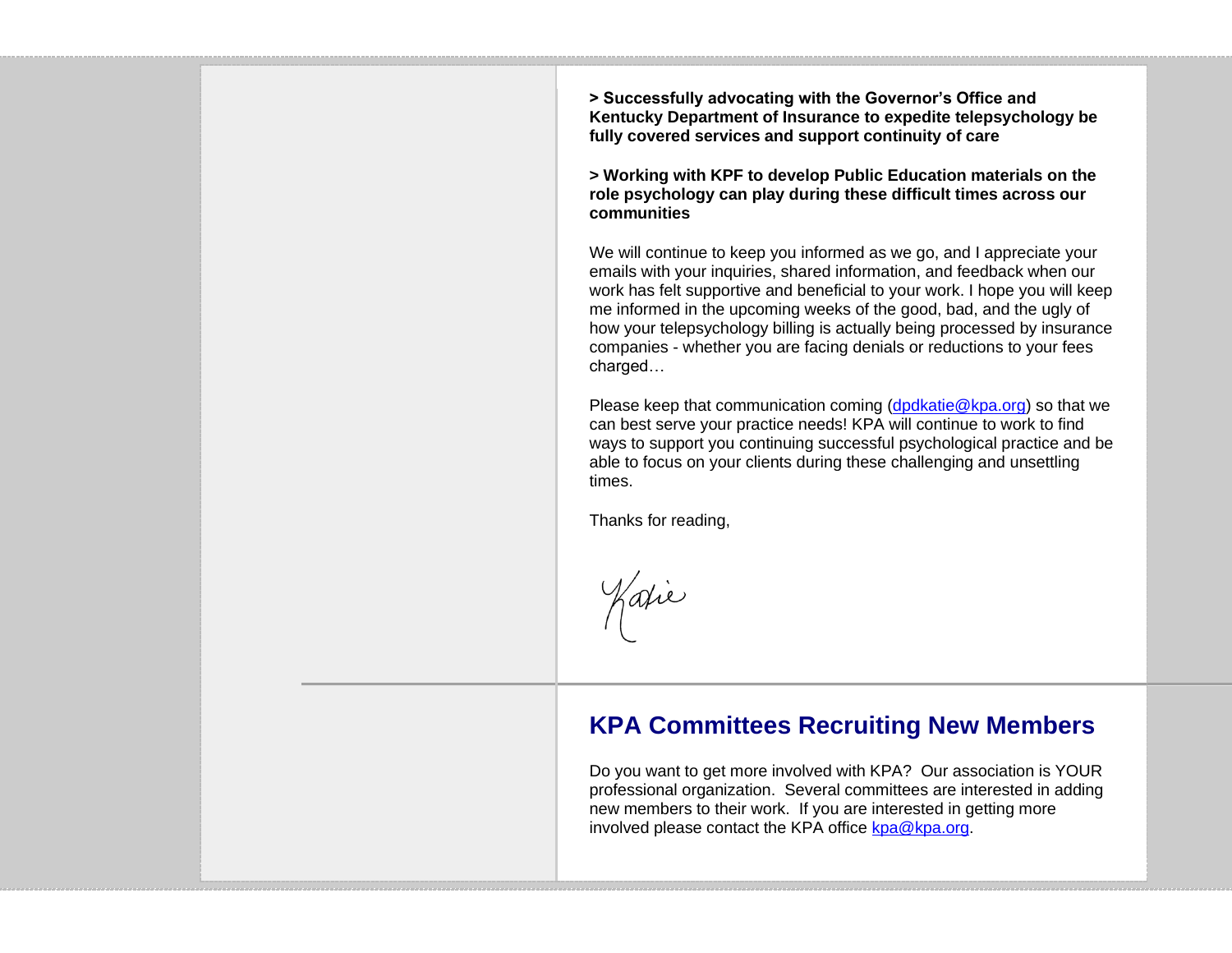**> Successfully advocating with the Governor's Office and Kentucky Department of Insurance to expedite telepsychology be fully covered services and support continuity of care**

**> Working with KPF to develop Public Education materials on the role psychology can play during these difficult times across our communities**

We will continue to keep you informed as we go, and I appreciate your emails with your inquiries, shared information, and feedback when our work has felt supportive and beneficial to your work. I hope you will keep me informed in the upcoming weeks of the good, bad, and the ugly of how your telepsychology billing is actually being processed by insurance companies - whether you are facing denials or reductions to your fees charged…

Please keep that communication coming (dpdkatie@kpa.org) so that we can best serve your practice needs! KPA will continue to work to find ways to support you continuing successful psychological practice and be able to focus on your clients during these challenging and unsettling times.

Thanks for reading,

Katie

## KPA Committees Recruiting New Members

Do you want to get more involved with KPA? Our association is YOUR professional organization. Several committees are interested in adding new members to their work. If you are interested in getting more involved please contact the KPA office kpa@kpa.org.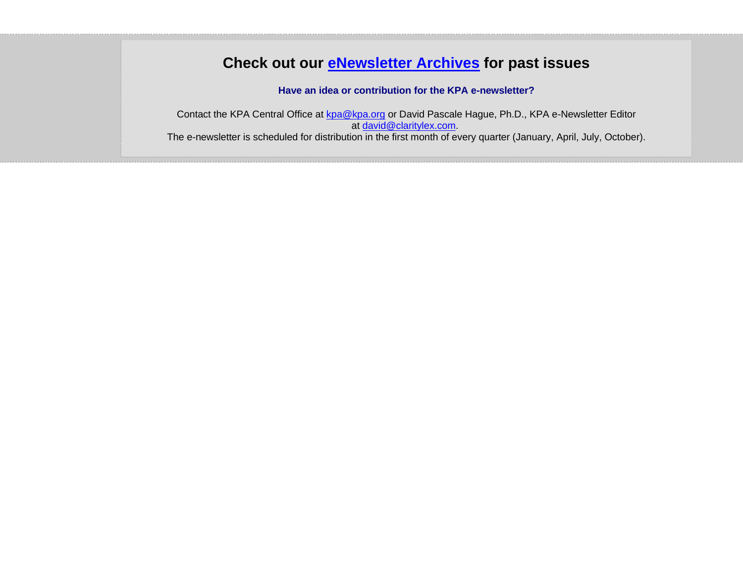## Check out our eNewsletter Archives for past issues

**Have an idea or contribution for the KPA e-newsletter?**

Contact the KPA Central Office at kpa@kpa.org or David Pascale Hague, Ph.D., KPA e-Newsletter Editor at david@claritylex.com.
The e-newsletter is scheduled for distribution in the first month of every quarter (January, April, July, October).